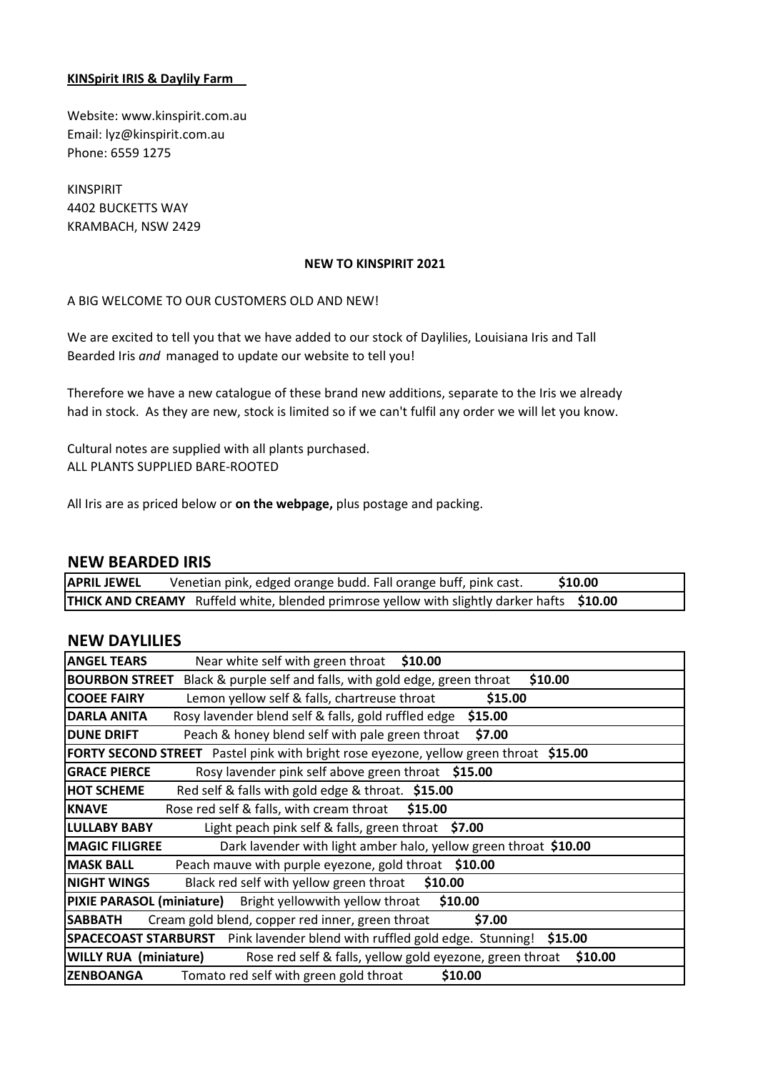**KINSpirit IRIS & Daylily Farm**

Website: www.kinspirit.com.au
Email: lyz@kinspirit.com.au
Phone: 6559 1275

KINSPIRIT
4402 BUCKETTS WAY
KRAMBACH, NSW 2429

**NEW TO KINSPIRIT 2021**

A BIG WELCOME TO OUR CUSTOMERS OLD AND NEW!

We are excited to tell you that we have added to our stock of Daylilies, Louisiana Iris and Tall Bearded Iris *and* managed to update our website to tell you!

Therefore we have a new catalogue of these brand new additions, separate to the Iris we already had in stock. As they are new, stock is limited so if we can't fulfil any order we will let you know.

Cultural notes are supplied with all plants purchased.
ALL PLANTS SUPPLIED BARE-ROOTED

All Iris are as priced below or **on the webpage,** plus postage and packing.

## NEW BEARDED IRIS

| Name | Description | Price |
|---|---|---|
| **APRIL JEWEL** | Venetian pink, edged orange budd. Fall orange buff, pink cast. | **$10.00** |
| **THICK AND CREAMY** | Ruffeld white, blended primrose yellow with slightly darker hafts | **$10.00** |

## NEW DAYLILIES

| Name | Description | Price |
|---|---|---|
| **ANGEL TEARS** | Near white self with green throat | **$10.00** |
| **BOURBON STREET** | Black & purple self and falls, with gold edge, green throat | **$10.00** |
| **COOEE FAIRY** | Lemon yellow self & falls, chartreuse throat | **$15.00** |
| **DARLA ANITA** | Rosy lavender blend self & falls, gold ruffled edge | **$15.00** |
| **DUNE DRIFT** | Peach & honey blend self with pale green throat | **$7.00** |
| **FORTY SECOND STREET** | Pastel pink with bright rose eyezone, yellow green throat | **$15.00** |
| **GRACE PIERCE** | Rosy lavender pink self above green throat | **$15.00** |
| **HOT SCHEME** | Red self & falls with gold edge & throat. | **$15.00** |
| **KNAVE** | Rose red self & falls, with cream throat | **$15.00** |
| **LULLABY BABY** | Light peach pink self & falls, green throat | **$7.00** |
| **MAGIC FILIGREE** | Dark lavender with light amber halo, yellow green throat | **$10.00** |
| **MASK BALL** | Peach mauve with purple eyezone, gold throat | **$10.00** |
| **NIGHT WINGS** | Black red self with yellow green throat | **$10.00** |
| **PIXIE PARASOL (miniature)** | Bright yellowwith yellow throat | **$10.00** |
| **SABBATH** | Cream gold blend, copper red inner, green throat | **$7.00** |
| **SPACECOAST STARBURST** | Pink lavender blend with ruffled gold edge. Stunning! | **$15.00** |
| **WILLY RUA (miniature)** | Rose red self & falls, yellow gold eyezone, green throat | **$10.00** |
| **ZENBOANGA** | Tomato red self with green gold throat | **$10.00** |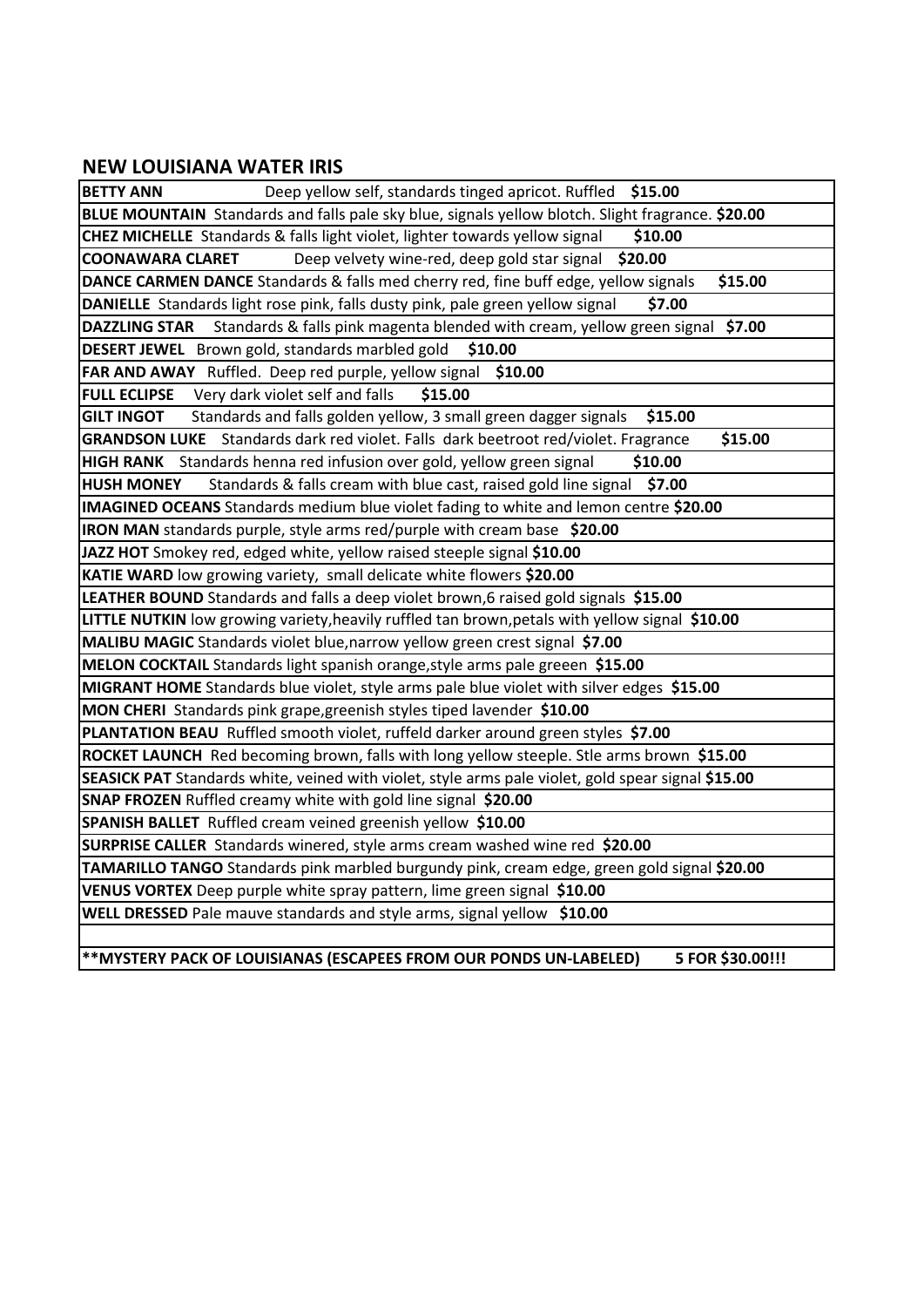## NEW LOUISIANA WATER IRIS

| | | |
|---|---|---|
| **BETTY ANN** | Deep yellow self, standards tinged apricot. Ruffled | **$15.00** |
| **BLUE MOUNTAIN** | Standards and falls pale sky blue, signals yellow blotch. Slight fragrance. | **$20.00** |
| **CHEZ MICHELLE** | Standards & falls light violet, lighter towards yellow signal | **$10.00** |
| **COONAWARA CLARET** | Deep velvety wine-red, deep gold star signal | **$20.00** |
| **DANCE CARMEN DANCE** | Standards & falls med cherry red, fine buff edge, yellow signals | **$15.00** |
| **DANIELLE** | Standards light rose pink, falls dusty pink, pale green yellow signal | **$7.00** |
| **DAZZLING STAR** | Standards & falls pink magenta blended with cream, yellow green signal | **$7.00** |
| **DESERT JEWEL** | Brown gold, standards marbled gold | **$10.00** |
| **FAR AND AWAY** | Ruffled. Deep red purple, yellow signal | **$10.00** |
| **FULL ECLIPSE** | Very dark violet self and falls | **$15.00** |
| **GILT INGOT** | Standards and falls golden yellow, 3 small green dagger signals | **$15.00** |
| **GRANDSON LUKE** | Standards dark red violet. Falls dark beetroot red/violet. Fragrance | **$15.00** |
| **HIGH RANK** | Standards henna red infusion over gold, yellow green signal | **$10.00** |
| **HUSH MONEY** | Standards & falls cream with blue cast, raised gold line signal | **$7.00** |
| **IMAGINED OCEANS** | Standards medium blue violet fading to white and lemon centre | **$20.00** |
| **IRON MAN** | standards purple, style arms red/purple with cream base | **$20.00** |
| **JAZZ HOT** | Smokey red, edged white, yellow raised steeple signal | **$10.00** |
| **KATIE WARD** | low growing variety, small delicate white flowers | **$20.00** |
| **LEATHER BOUND** | Standards and falls a deep violet brown,6 raised gold signals | **$15.00** |
| **LITTLE NUTKIN** | low growing variety,heavily ruffled tan brown,petals with yellow signal | **$10.00** |
| **MALIBU MAGIC** | Standards violet blue,narrow yellow green crest signal | **$7.00** |
| **MELON COCKTAIL** | Standards light spanish orange,style arms pale greeen | **$15.00** |
| **MIGRANT HOME** | Standards blue violet, style arms pale blue violet with silver edges | **$15.00** |
| **MON CHERI** | Standards pink grape,greenish styles tiped lavender | **$10.00** |
| **PLANTATION BEAU** | Ruffled smooth violet, ruffeld darker around green styles | **$7.00** |
| **ROCKET LAUNCH** | Red becoming brown, falls with long yellow steeple. Stle arms brown | **$15.00** |
| **SEASICK PAT** | Standards white, veined with violet, style arms pale violet, gold spear signal | **$15.00** |
| **SNAP FROZEN** | Ruffled creamy white with gold line signal | **$20.00** |
| **SPANISH BALLET** | Ruffled cream veined greenish yellow | **$10.00** |
| **SURPRISE CALLER** | Standards winered, style arms cream washed wine red | **$20.00** |
| **TAMARILLO TANGO** | Standards pink marbled burgundy pink, cream edge, green gold signal | **$20.00** |
| **VENUS VORTEX** | Deep purple white spray pattern, lime green signal | **$10.00** |
| **WELL DRESSED** | Pale mauve standards and style arms, signal yellow | **$10.00** |
| | | |
| **MYSTERY PACK OF LOUISIANAS (ESCAPEES FROM OUR PONDS UN-LABELED)** | | **5 FOR $30.00!!!** |